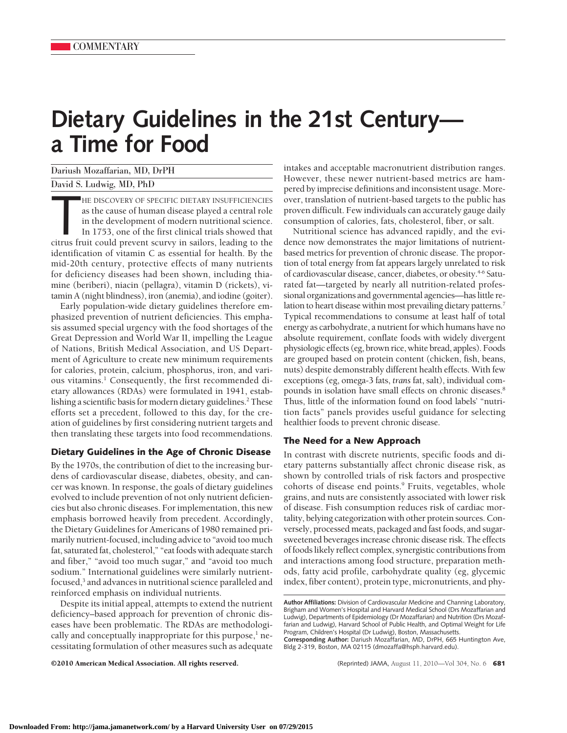COMMENTARY

# Dietary Guidelines in the 21st Century—a Time for Food

Dariush Mozaffarian, MD, DrPH

David S. Ludwig, MD, PhD

THE DISCOVERY OF SPECIFIC DIETARY INSUFFICIENCIES as the cause of human disease played a central role in the development of modern nutritional science. In 1753, one of the first clinical trials showed that citrus fruit could prevent scurvy in sailors, leading to the identification of vitamin C as essential for health. By the mid-20th century, protective effects of many nutrients for deficiency diseases had been shown, including thiamine (beriberi), niacin (pellagra), vitamin D (rickets), vitamin A (night blindness), iron (anemia), and iodine (goiter).

Early population-wide dietary guidelines therefore emphasized prevention of nutrient deficiencies. This emphasis assumed special urgency with the food shortages of the Great Depression and World War II, impelling the League of Nations, British Medical Association, and US Department of Agriculture to create new minimum requirements for calories, protein, calcium, phosphorus, iron, and various vitamins.[1] Consequently, the first recommended dietary allowances (RDAs) were formulated in 1941, establishing a scientific basis for modern dietary guidelines.[2] These efforts set a precedent, followed to this day, for the creation of guidelines by first considering nutrient targets and then translating these targets into food recommendations.

## Dietary Guidelines in the Age of Chronic Disease

By the 1970s, the contribution of diet to the increasing burdens of cardiovascular disease, diabetes, obesity, and cancer was known. In response, the goals of dietary guidelines evolved to include prevention of not only nutrient deficiencies but also chronic diseases. For implementation, this new emphasis borrowed heavily from precedent. Accordingly, the Dietary Guidelines for Americans of 1980 remained primarily nutrient-focused, including advice to "avoid too much fat, saturated fat, cholesterol," "eat foods with adequate starch and fiber," "avoid too much sugar," and "avoid too much sodium." International guidelines were similarly nutrient-focused,[3] and advances in nutritional science paralleled and reinforced emphasis on individual nutrients.

Despite its initial appeal, attempts to extend the nutrient deficiency–based approach for prevention of chronic diseases have been problematic. The RDAs are methodologically and conceptually inappropriate for this purpose,[1] necessitating formulation of other measures such as adequate intakes and acceptable macronutrient distribution ranges. However, these newer nutrient-based metrics are hampered by imprecise definitions and inconsistent usage. Moreover, translation of nutrient-based targets to the public has proven difficult. Few individuals can accurately gauge daily consumption of calories, fats, cholesterol, fiber, or salt.

Nutritional science has advanced rapidly, and the evidence now demonstrates the major limitations of nutrient-based metrics for prevention of chronic disease. The proportion of total energy from fat appears largely unrelated to risk of cardiovascular disease, cancer, diabetes, or obesity.[4-6] Saturated fat—targeted by nearly all nutrition-related professional organizations and governmental agencies—has little relation to heart disease within most prevailing dietary patterns.[7] Typical recommendations to consume at least half of total energy as carbohydrate, a nutrient for which humans have no absolute requirement, conflate foods with widely divergent physiologic effects (eg, brown rice, white bread, apples). Foods are grouped based on protein content (chicken, fish, beans, nuts) despite demonstrably different health effects. With few exceptions (eg, omega-3 fats, *trans* fat, salt), individual compounds in isolation have small effects on chronic diseases.[8] Thus, little of the information found on food labels' "nutrition facts" panels provides useful guidance for selecting healthier foods to prevent chronic disease.

## The Need for a New Approach

In contrast with discrete nutrients, specific foods and dietary patterns substantially affect chronic disease risk, as shown by controlled trials of risk factors and prospective cohorts of disease end points.[9] Fruits, vegetables, whole grains, and nuts are consistently associated with lower risk of disease. Fish consumption reduces risk of cardiac mortality, belying categorization with other protein sources. Conversely, processed meats, packaged and fast foods, and sugar-sweetened beverages increase chronic disease risk. The effects of foods likely reflect complex, synergistic contributions from and interactions among food structure, preparation methods, fatty acid profile, carbohydrate quality (eg, glycemic index, fiber content), protein type, micronutrients, and phy-

**Author Affiliations:** Division of Cardiovascular Medicine and Channing Laboratory, Brigham and Women's Hospital and Harvard Medical School (Drs Mozaffarian and Ludwig), Departments of Epidemiology (Dr Mozaffarian) and Nutrition (Drs Mozaffarian and Ludwig), Harvard School of Public Health, and Optimal Weight for Life Program, Children's Hospital (Dr Ludwig), Boston, Massachusetts.

**Corresponding Author:** Dariush Mozaffarian, MD, DrPH, 665 Huntington Ave, Bldg 2-319, Boston, MA 02115 (dmozaffa@hsph.harvard.edu).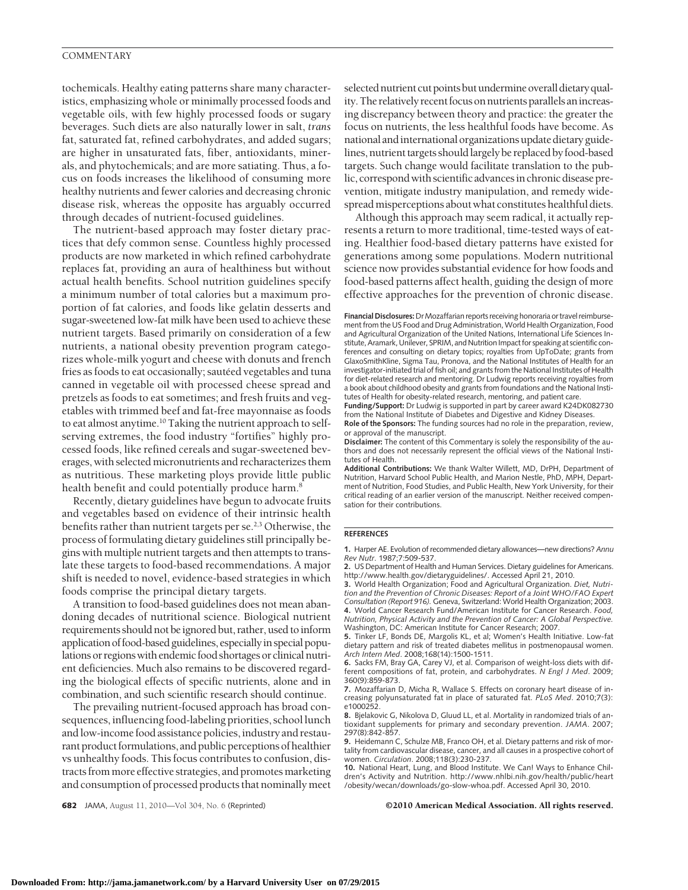tochemicals. Healthy eating patterns share many characteristics, emphasizing whole or minimally processed foods and vegetable oils, with few highly processed foods or sugary beverages. Such diets are also naturally lower in salt, *trans* fat, saturated fat, refined carbohydrates, and added sugars; are higher in unsaturated fats, fiber, antioxidants, minerals, and phytochemicals; and are more satiating. Thus, a focus on foods increases the likelihood of consuming more healthy nutrients and fewer calories and decreasing chronic disease risk, whereas the opposite has arguably occurred through decades of nutrient-focused guidelines.

The nutrient-based approach may foster dietary practices that defy common sense. Countless highly processed products are now marketed in which refined carbohydrate replaces fat, providing an aura of healthiness but without actual health benefits. School nutrition guidelines specify a minimum number of total calories but a maximum proportion of fat calories, and foods like gelatin desserts and sugar-sweetened low-fat milk have been used to achieve these nutrient targets. Based primarily on consideration of a few nutrients, a national obesity prevention program categorizes whole-milk yogurt and cheese with donuts and french fries as foods to eat occasionally; sautéed vegetables and tuna canned in vegetable oil with processed cheese spread and pretzels as foods to eat sometimes; and fresh fruits and vegetables with trimmed beef and fat-free mayonnaise as foods to eat almost anytime.[10] Taking the nutrient approach to self-serving extremes, the food industry "fortifies" highly processed foods, like refined cereals and sugar-sweetened beverages, with selected micronutrients and recharacterizes them as nutritious. These marketing ploys provide little public health benefit and could potentially produce harm.[8]

Recently, dietary guidelines have begun to advocate fruits and vegetables based on evidence of their intrinsic health benefits rather than nutrient targets per se.[2,3] Otherwise, the process of formulating dietary guidelines still principally begins with multiple nutrient targets and then attempts to translate these targets to food-based recommendations. A major shift is needed to novel, evidence-based strategies in which foods comprise the principal dietary targets.

A transition to food-based guidelines does not mean abandoning decades of nutritional science. Biological nutrient requirements should not be ignored but, rather, used to inform application of food-based guidelines, especially in special populations or regions with endemic food shortages or clinical nutrient deficiencies. Much also remains to be discovered regarding the biological effects of specific nutrients, alone and in combination, and such scientific research should continue.

The prevailing nutrient-focused approach has broad consequences, influencing food-labeling priorities, school lunch and low-income food assistance policies, industry and restaurant product formulations, and public perceptions of healthier vs unhealthy foods. This focus contributes to confusion, distracts from more effective strategies, and promotes marketing and consumption of processed products that nominally meet selected nutrient cut points but undermine overall dietary quality. The relatively recent focus on nutrients parallels an increasing discrepancy between theory and practice: the greater the focus on nutrients, the less healthful foods have become. As national and international organizations update dietary guidelines, nutrient targets should largely be replaced by food-based targets. Such change would facilitate translation to the public, correspond with scientific advances in chronic disease prevention, mitigate industry manipulation, and remedy widespread misperceptions about what constitutes healthful diets.

Although this approach may seem radical, it actually represents a return to more traditional, time-tested ways of eating. Healthier food-based dietary patterns have existed for generations among some populations. Modern nutritional science now provides substantial evidence for how foods and food-based patterns affect health, guiding the design of more effective approaches for the prevention of chronic disease.

**Financial Disclosures:** Dr Mozaffarian reports receiving honoraria or travel reimbursement from the US Food and Drug Administration, World Health Organization, Food and Agricultural Organization of the United Nations, International Life Sciences Institute, Aramark, Unilever, SPRIM, and Nutrition Impact for speaking at scientific conferences and consulting on dietary topics; royalties from UpToDate; grants from GlaxoSmithKline, Sigma Tau, Pronova, and the National Institutes of Health for an investigator-initiated trial of fish oil; and grants from the National Institutes of Health for diet-related research and mentoring. Dr Ludwig reports receiving royalties from a book about childhood obesity and grants from foundations and the National Institutes of Health for obesity-related research, mentoring, and patient care.
**Funding/Support:** Dr Ludwig is supported in part by career award K24DK082730 from the National Institute of Diabetes and Digestive and Kidney Diseases.
**Role of the Sponsors:** The funding sources had no role in the preparation, review, or approval of the manuscript.
**Disclaimer:** The content of this Commentary is solely the responsibility of the authors and does not necessarily represent the official views of the National Institutes of Health.
**Additional Contributions:** We thank Walter Willett, MD, DrPH, Department of Nutrition, Harvard School Public Health, and Marion Nestle, PhD, MPH, Department of Nutrition, Food Studies, and Public Health, New York University, for their critical reading of an earlier version of the manuscript. Neither received compensation for their contributions.

## REFERENCES

1. Harper AE. Evolution of recommended dietary allowances—new directions? *Annu Rev Nutr*. 1987;7:509-537.
2. US Department of Health and Human Services. Dietary guidelines for Americans. http://www.health.gov/dietaryguidelines/. Accessed April 21, 2010.
3. World Health Organization; Food and Agricultural Organization. *Diet, Nutrition and the Prevention of Chronic Diseases: Report of a Joint WHO/FAO Expert Consultation (Report 916).* Geneva, Switzerland: World Health Organization; 2003.
4. World Cancer Research Fund/American Institute for Cancer Research. *Food, Nutrition, Physical Activity and the Prevention of Cancer: A Global Perspective.* Washington, DC: American Institute for Cancer Research; 2007.
5. Tinker LF, Bonds DE, Margolis KL, et al; Women's Health Initiative. Low-fat dietary pattern and risk of treated diabetes mellitus in postmenopausal women. *Arch Intern Med*. 2008;168(14):1500-1511.
6. Sacks FM, Bray GA, Carey VJ, et al. Comparison of weight-loss diets with different compositions of fat, protein, and carbohydrates. *N Engl J Med*. 2009;360(9):859-873.
7. Mozaffarian D, Micha R, Wallace S. Effects on coronary heart disease of increasing polyunsaturated fat in place of saturated fat. *PLoS Med*. 2010;7(3):e1000252.
8. Bjelakovic G, Nikolova D, Gluud LL, et al. Mortality in randomized trials of antioxidant supplements for primary and secondary prevention. *JAMA*. 2007;297(8):842-857.
9. Heidemann C, Schulze MB, Franco OH, et al. Dietary patterns and risk of mortality from cardiovascular disease, cancer, and all causes in a prospective cohort of women. *Circulation*. 2008;118(3):230-237.
10. National Heart, Lung, and Blood Institute. We Can! Ways to Enhance Children's Activity and Nutrition. http://www.nhlbi.nih.gov/health/public/heart/obesity/wecan/downloads/go-slow-whoa.pdf. Accessed April 30, 2010.